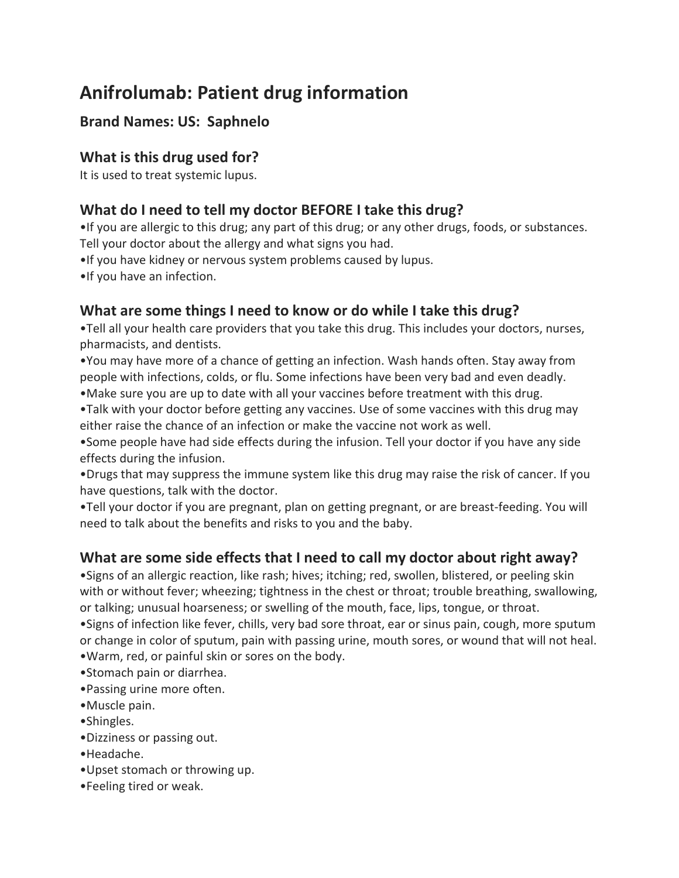# Anifrolumab: Patient drug information

## Brand Names: US: Saphnelo

### What is this drug used for?

It is used to treat systemic lupus.

### What do I need to tell my doctor BEFORE I take this drug?

- If you are allergic to this drug; any part of this drug; or any other drugs, foods, or substances. Tell your doctor about the allergy and what signs you had.
- If you have kidney or nervous system problems caused by lupus.
- If you have an infection.

### What are some things I need to know or do while I take this drug?

- Tell all your health care providers that you take this drug. This includes your doctors, nurses, pharmacists, and dentists.
- You may have more of a chance of getting an infection. Wash hands often. Stay away from people with infections, colds, or flu. Some infections have been very bad and even deadly.
- Make sure you are up to date with all your vaccines before treatment with this drug.
- Talk with your doctor before getting any vaccines. Use of some vaccines with this drug may either raise the chance of an infection or make the vaccine not work as well.
- Some people have had side effects during the infusion. Tell your doctor if you have any side effects during the infusion.
- Drugs that may suppress the immune system like this drug may raise the risk of cancer. If you have questions, talk with the doctor.
- Tell your doctor if you are pregnant, plan on getting pregnant, or are breast-feeding. You will need to talk about the benefits and risks to you and the baby.

### What are some side effects that I need to call my doctor about right away?

- Signs of an allergic reaction, like rash; hives; itching; red, swollen, blistered, or peeling skin with or without fever; wheezing; tightness in the chest or throat; trouble breathing, swallowing, or talking; unusual hoarseness; or swelling of the mouth, face, lips, tongue, or throat.
- Signs of infection like fever, chills, very bad sore throat, ear or sinus pain, cough, more sputum or change in color of sputum, pain with passing urine, mouth sores, or wound that will not heal.
- Warm, red, or painful skin or sores on the body.
- Stomach pain or diarrhea.
- Passing urine more often.
- Muscle pain.
- Shingles.
- Dizziness or passing out.
- Headache.
- Upset stomach or throwing up.
- Feeling tired or weak.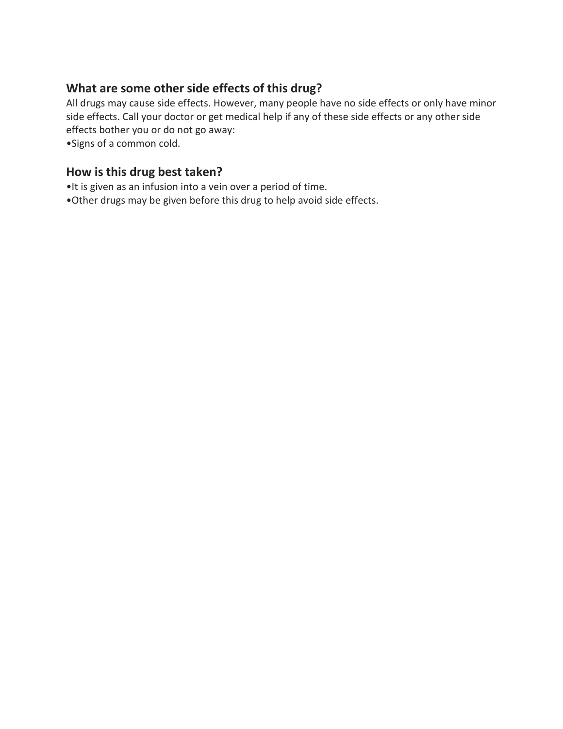## What are some other side effects of this drug?

All drugs may cause side effects. However, many people have no side effects or only have minor side effects. Call your doctor or get medical help if any of these side effects or any other side effects bother you or do not go away:

- Signs of a common cold.

## How is this drug best taken?

- It is given as an infusion into a vein over a period of time.
- Other drugs may be given before this drug to help avoid side effects.